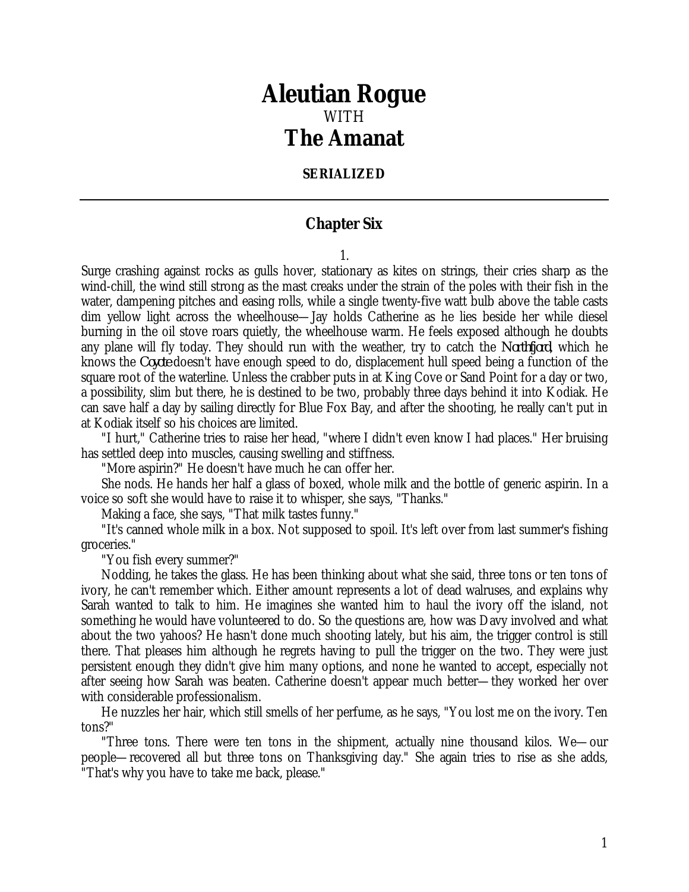# Aleutian Rogue

WITH

# The Amanat

**SERIALIZED**

---

## Chapter Six

1.

Surge crashing against rocks as gulls hover, stationary as kites on strings, their cries sharp as the wind-chill, the wind still strong as the mast creaks under the strain of the poles with their fish in the water, dampening pitches and easing rolls, while a single twenty-five watt bulb above the table casts dim yellow light across the wheelhouse—Jay holds Catherine as he lies beside her while diesel burning in the oil stove roars quietly, the wheelhouse warm. He feels exposed although he doubts any plane will fly today. They should run with the weather, try to catch the *Northfjord*, which he knows the *Coyote* doesn't have enough speed to do, displacement hull speed being a function of the square root of the waterline. Unless the crabber puts in at King Cove or Sand Point for a day or two, a possibility, slim but there, he is destined to be two, probably three days behind it into Kodiak. He can save half a day by sailing directly for Blue Fox Bay, and after the shooting, he really can't put in at Kodiak itself so his choices are limited.

"I hurt," Catherine tries to raise her head, "where I didn't even know I had places." Her bruising has settled deep into muscles, causing swelling and stiffness.

"More aspirin?" He doesn't have much he can offer her.

She nods. He hands her half a glass of boxed, whole milk and the bottle of generic aspirin. In a voice so soft she would have to raise it to whisper, she says, "Thanks."

Making a face, she says, "That milk tastes funny."

"It's canned whole milk in a box. Not supposed to spoil. It's left over from last summer's fishing groceries."

"You fish every summer?"

Nodding, he takes the glass. He has been thinking about what she said, three tons or ten tons of ivory, he can't remember which. Either amount represents a lot of dead walruses, and explains why Sarah wanted to talk to him. He imagines she wanted him to haul the ivory off the island, not something he would have volunteered to do. So the questions are, how was Davy involved and what about the two yahoos? He hasn't done much shooting lately, but his aim, the trigger control is still there. That pleases him although he regrets having to pull the trigger on the two. They were just persistent enough they didn't give him many options, and none he wanted to accept, especially not after seeing how Sarah was beaten. Catherine doesn't appear much better—they worked her over with considerable professionalism.

He nuzzles her hair, which still smells of her perfume, as he says, "You lost me on the ivory. Ten tons?"

"Three tons. There were ten tons in the shipment, actually nine thousand kilos. We—our people—recovered all but three tons on Thanksgiving day." She again tries to rise as she adds, "That's why you have to take me back, please."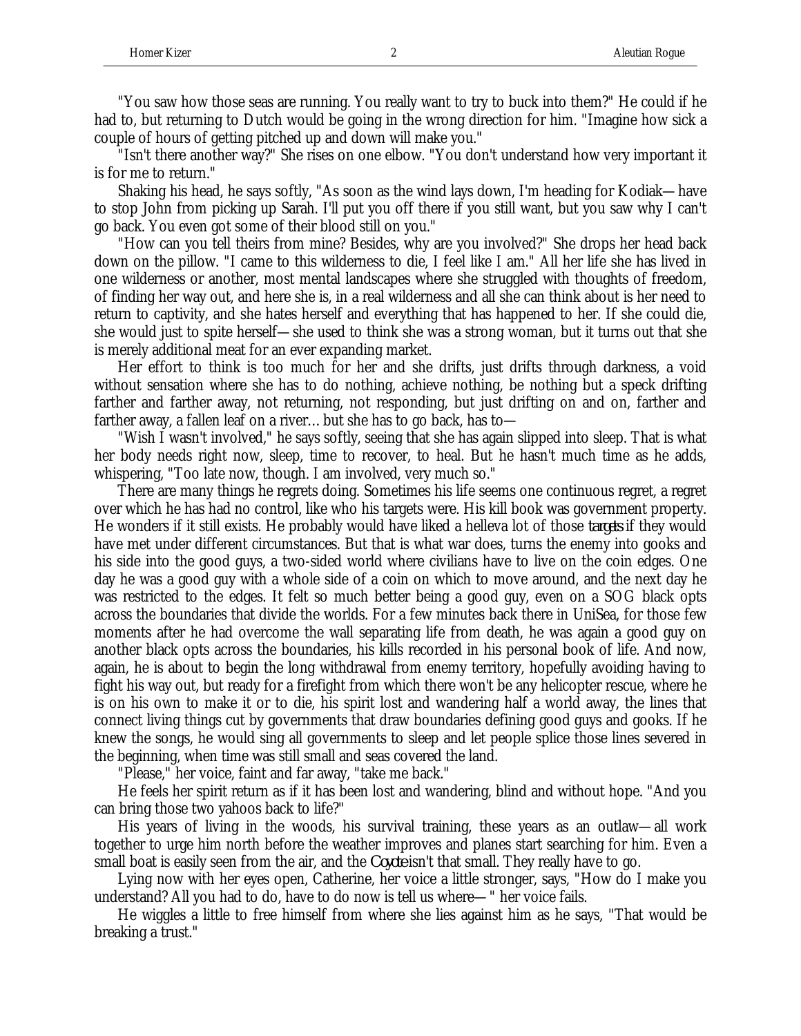"You saw how those seas are running. You really want to try to buck into them?" He could if he had to, but returning to Dutch would be going in the wrong direction for him. "Imagine how sick a couple of hours of getting pitched up and down will make you."

"Isn't there another way?" She rises on one elbow. "You don't understand how very important it is for me to return."

Shaking his head, he says softly, "As soon as the wind lays down, I'm heading for Kodiak—have to stop John from picking up Sarah. I'll put you off there if you still want, but you saw why I can't go back. You even got some of their blood still on you."

"How can you tell theirs from mine? Besides, why are you involved?" She drops her head back down on the pillow. "I came to this wilderness to die, I feel like I am." All her life she has lived in one wilderness or another, most mental landscapes where she struggled with thoughts of freedom, of finding her way out, and here she is, in a real wilderness and all she can think about is her need to return to captivity, and she hates herself and everything that has happened to her. If she could die, she would just to spite herself—she used to think she was a strong woman, but it turns out that she is merely additional meat for an ever expanding market.

Her effort to think is too much for her and she drifts, just drifts through darkness, a void without sensation where she has to do nothing, achieve nothing, be nothing but a speck drifting farther and farther away, not returning, not responding, but just drifting on and on, farther and farther away, a fallen leaf on a river… but she has to go back, has to—

"Wish I wasn't involved," he says softly, seeing that she has again slipped into sleep. That is what her body needs right now, sleep, time to recover, to heal. But he hasn't much time as he adds, whispering, "Too late now, though. I am involved, very much so."

There are many things he regrets doing. Sometimes his life seems one continuous regret, a regret over which he has had no control, like who his targets were. His kill book was government property. He wonders if it still exists. He probably would have liked a helleva lot of those *targets* if they would have met under different circumstances. But that is what war does, turns the enemy into gooks and his side into the good guys, a two-sided world where civilians have to live on the coin edges. One day he was a good guy with a whole side of a coin on which to move around, and the next day he was restricted to the edges. It felt so much better being a good guy, even on a SOG black opts across the boundaries that divide the worlds. For a few minutes back there in UniSea, for those few moments after he had overcome the wall separating life from death, he was again a good guy on another black opts across the boundaries, his kills recorded in his personal book of life. And now, again, he is about to begin the long withdrawal from enemy territory, hopefully avoiding having to fight his way out, but ready for a firefight from which there won't be any helicopter rescue, where he is on his own to make it or to die, his spirit lost and wandering half a world away, the lines that connect living things cut by governments that draw boundaries defining good guys and gooks. If he knew the songs, he would sing all governments to sleep and let people splice those lines severed in the beginning, when time was still small and seas covered the land.

"Please," her voice, faint and far away, "take me back."

He feels her spirit return as if it has been lost and wandering, blind and without hope. "And you can bring those two yahoos back to life?"

His years of living in the woods, his survival training, these years as an outlaw—all work together to urge him north before the weather improves and planes start searching for him. Even a small boat is easily seen from the air, and the *Coyote* isn't that small. They really have to go.

Lying now with her eyes open, Catherine, her voice a little stronger, says, "How do I make you understand? All you had to do, have to do now is tell us where—" her voice fails.

He wiggles a little to free himself from where she lies against him as he says, "That would be breaking a trust."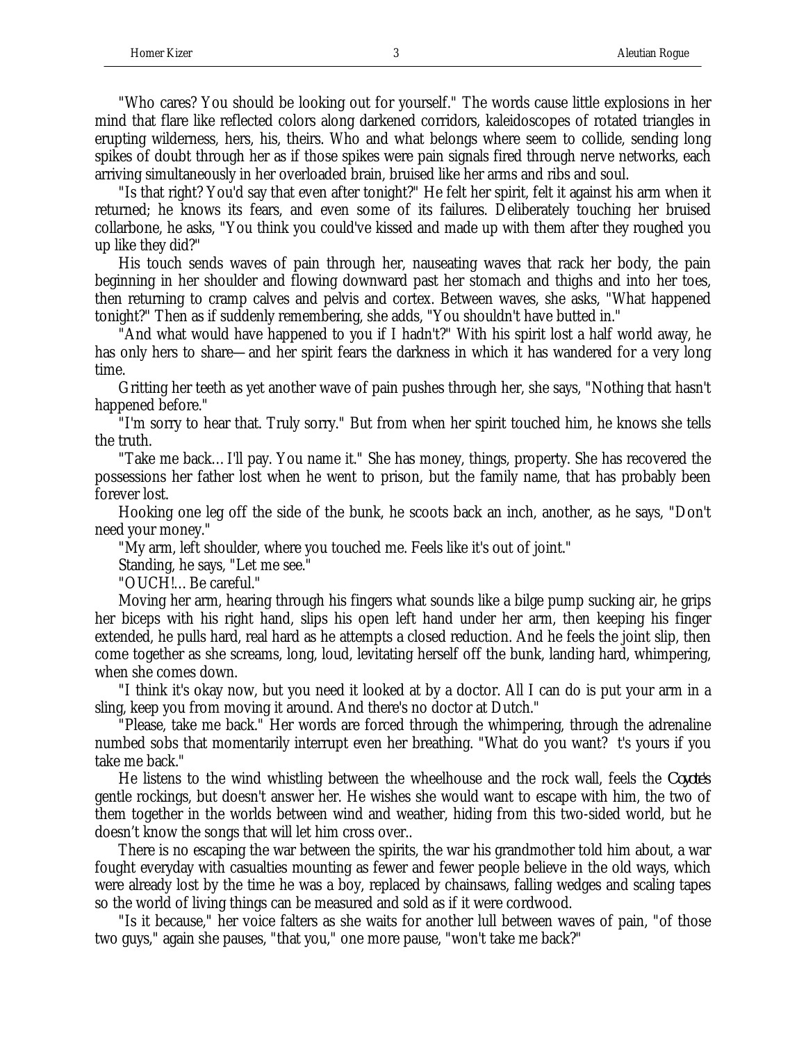"Who cares? You should be looking out for yourself." The words cause little explosions in her mind that flare like reflected colors along darkened corridors, kaleidoscopes of rotated triangles in erupting wilderness, hers, his, theirs. Who and what belongs where seem to collide, sending long spikes of doubt through her as if those spikes were pain signals fired through nerve networks, each arriving simultaneously in her overloaded brain, bruised like her arms and ribs and soul.

"Is that right? You'd say that even after tonight?" He felt her spirit, felt it against his arm when it returned; he knows its fears, and even some of its failures. Deliberately touching her bruised collarbone, he asks, "You think you could've kissed and made up with them after they roughed you up like they did?"

His touch sends waves of pain through her, nauseating waves that rack her body, the pain beginning in her shoulder and flowing downward past her stomach and thighs and into her toes, then returning to cramp calves and pelvis and cortex. Between waves, she asks, "What happened tonight?" Then as if suddenly remembering, she adds, "You shouldn't have butted in."

"And what would have happened to you if I hadn't?" With his spirit lost a half world away, he has only hers to share—and her spirit fears the darkness in which it has wandered for a very long time.

Gritting her teeth as yet another wave of pain pushes through her, she says, "Nothing that hasn't happened before."

"I'm sorry to hear that. Truly sorry." But from when her spirit touched him, he knows she tells the truth.

"Take me back… I'll pay. You name it." She has money, things, property. She has recovered the possessions her father lost when he went to prison, but the family name, that has probably been forever lost.

Hooking one leg off the side of the bunk, he scoots back an inch, another, as he says, "Don't need your money."

"My arm, left shoulder, where you touched me. Feels like it's out of joint."

Standing, he says, "Let me see."

"OUCH!… Be careful."

Moving her arm, hearing through his fingers what sounds like a bilge pump sucking air, he grips her biceps with his right hand, slips his open left hand under her arm, then keeping his finger extended, he pulls hard, real hard as he attempts a closed reduction. And he feels the joint slip, then come together as she screams, long, loud, levitating herself off the bunk, landing hard, whimpering, when she comes down.

"I think it's okay now, but you need it looked at by a doctor. All I can do is put your arm in a sling, keep you from moving it around. And there's no doctor at Dutch."

"Please, take me back." Her words are forced through the whimpering, through the adrenaline numbed sobs that momentarily interrupt even her breathing. "What do you want?  t's yours if you take me back."

He listens to the wind whistling between the wheelhouse and the rock wall, feels the *Coyote's* gentle rockings, but doesn't answer her. He wishes she would want to escape with him, the two of them together in the worlds between wind and weather, hiding from this two-sided world, but he doesn't know the songs that will let him cross over..

There is no escaping the war between the spirits, the war his grandmother told him about, a war fought everyday with casualties mounting as fewer and fewer people believe in the old ways, which were already lost by the time he was a boy, replaced by chainsaws, falling wedges and scaling tapes so the world of living things can be measured and sold as if it were cordwood.

"Is it because," her voice falters as she waits for another lull between waves of pain, "of those two guys," again she pauses, "that you," one more pause, "won't take me back?"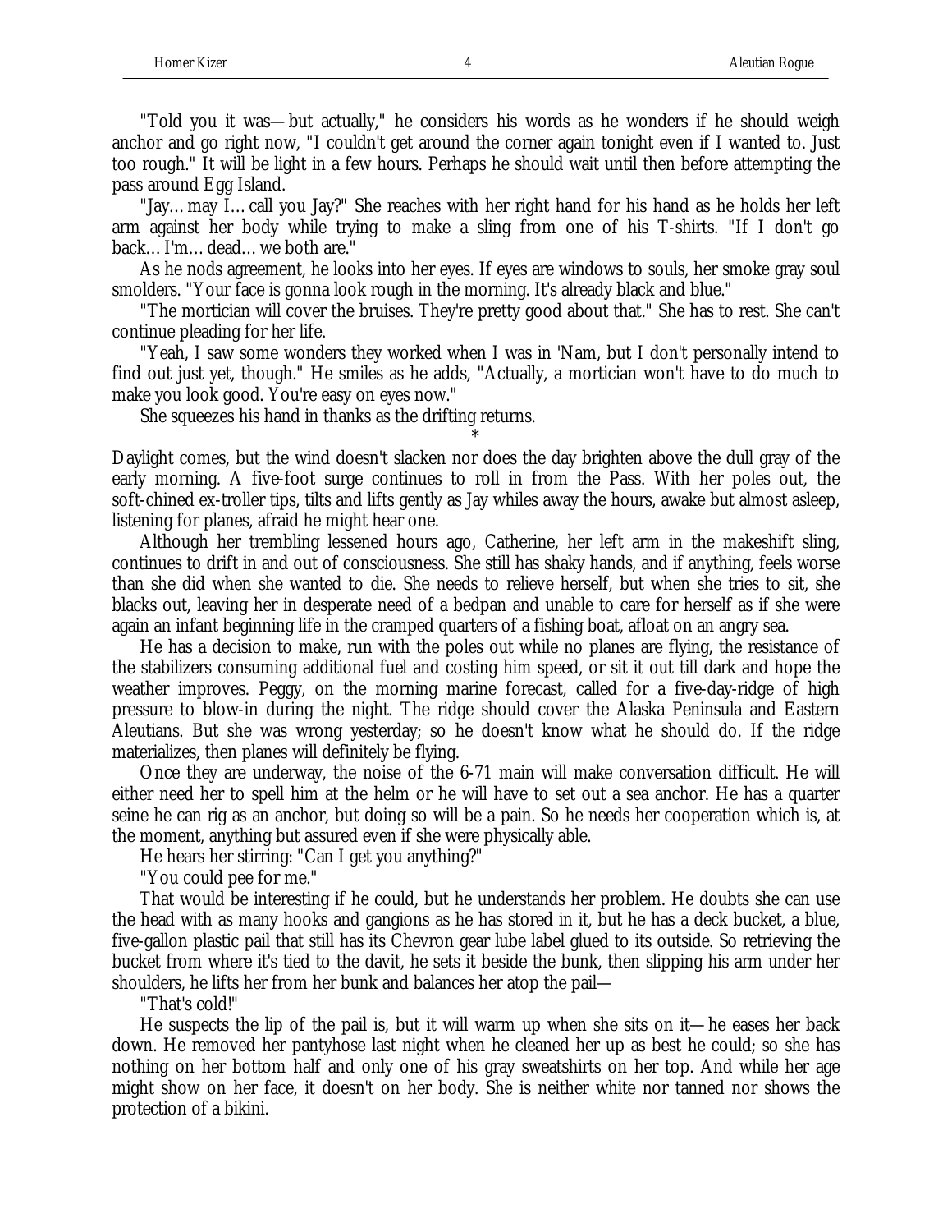"Told you it was—but actually," he considers his words as he wonders if he should weigh anchor and go right now, "I couldn't get around the corner again tonight even if I wanted to. Just too rough." It will be light in a few hours. Perhaps he should wait until then before attempting the pass around Egg Island.

"Jay…may I…call you Jay?" She reaches with her right hand for his hand as he holds her left arm against her body while trying to make a sling from one of his T-shirts. "If I don't go back…I'm…dead…we both are."

As he nods agreement, he looks into her eyes. If eyes are windows to souls, her smoke gray soul smolders. "Your face is gonna look rough in the morning. It's already black and blue."

"The mortician will cover the bruises. They're pretty good about that." She has to rest. She can't continue pleading for her life.

"Yeah, I saw some wonders they worked when I was in 'Nam, but I don't personally intend to find out just yet, though." He smiles as he adds, "Actually, a mortician won't have to do much to make you look good. You're easy on eyes now."

She squeezes his hand in thanks as the drifting returns.

*

Daylight comes, but the wind doesn't slacken nor does the day brighten above the dull gray of the early morning. A five-foot surge continues to roll in from the Pass. With her poles out, the soft-chined ex-troller tips, tilts and lifts gently as Jay whiles away the hours, awake but almost asleep, listening for planes, afraid he might hear one.

Although her trembling lessened hours ago, Catherine, her left arm in the makeshift sling, continues to drift in and out of consciousness. She still has shaky hands, and if anything, feels worse than she did when she wanted to die. She needs to relieve herself, but when she tries to sit, she blacks out, leaving her in desperate need of a bedpan and unable to care for herself as if she were again an infant beginning life in the cramped quarters of a fishing boat, afloat on an angry sea.

He has a decision to make, run with the poles out while no planes are flying, the resistance of the stabilizers consuming additional fuel and costing him speed, or sit it out till dark and hope the weather improves. Peggy, on the morning marine forecast, called for a five-day-ridge of high pressure to blow-in during the night. The ridge should cover the Alaska Peninsula and Eastern Aleutians. But she was wrong yesterday; so he doesn't know what he should do. If the ridge materializes, then planes will definitely be flying.

Once they are underway, the noise of the 6-71 main will make conversation difficult. He will either need her to spell him at the helm or he will have to set out a sea anchor. He has a quarter seine he can rig as an anchor, but doing so will be a pain. So he needs her cooperation which is, at the moment, anything but assured even if she were physically able.

He hears her stirring: "Can I get you anything?"

"You could pee for me."

That would be interesting if he could, but he understands her problem. He doubts she can use the head with as many hooks and gangions as he has stored in it, but he has a deck bucket, a blue, five-gallon plastic pail that still has its Chevron gear lube label glued to its outside. So retrieving the bucket from where it's tied to the davit, he sets it beside the bunk, then slipping his arm under her shoulders, he lifts her from her bunk and balances her atop the pail—

"That's cold!"

He suspects the lip of the pail is, but it will warm up when she sits on it—he eases her back down. He removed her pantyhose last night when he cleaned her up as best he could; so she has nothing on her bottom half and only one of his gray sweatshirts on her top. And while her age might show on her face, it doesn't on her body. She is neither white nor tanned nor shows the protection of a bikini.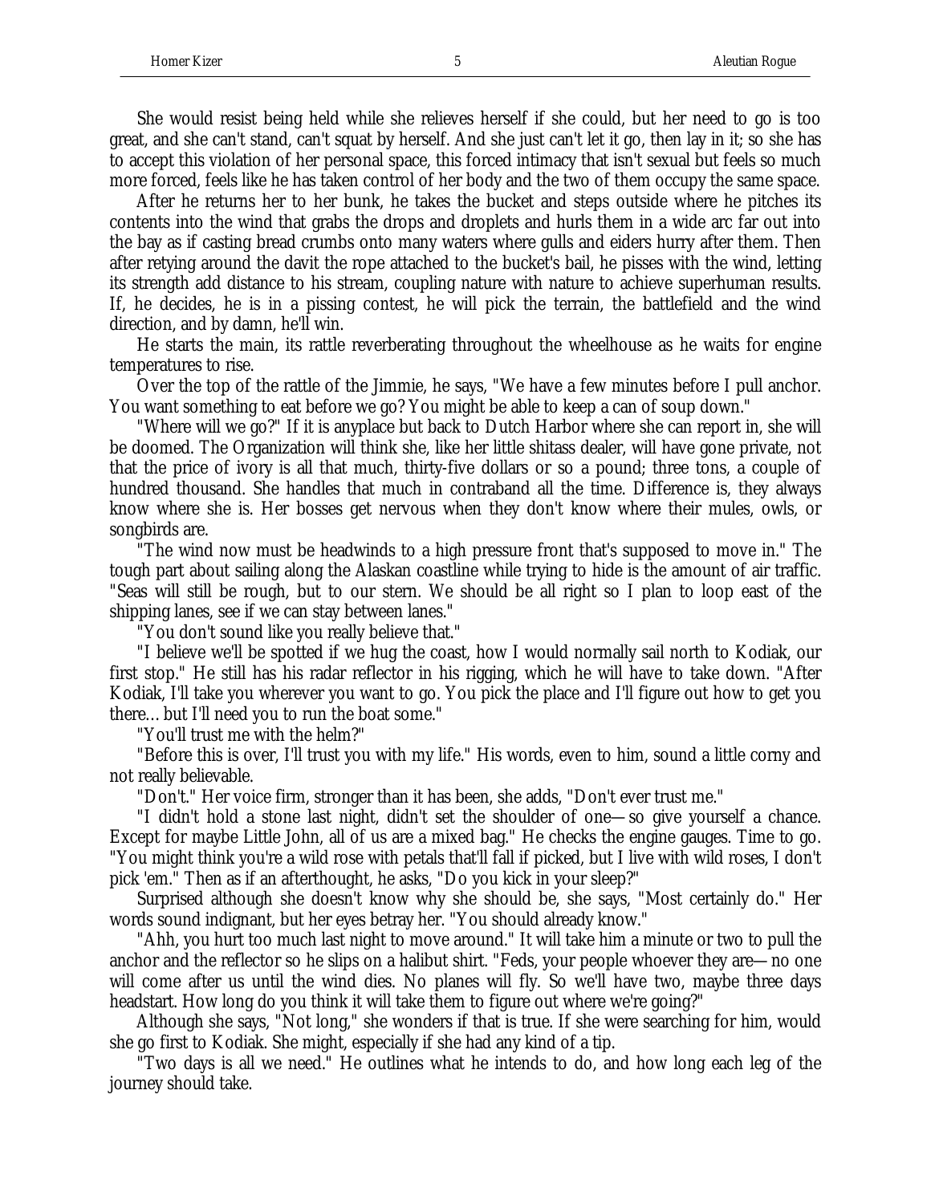She would resist being held while she relieves herself if she could, but her need to go is too great, and she can't stand, can't squat by herself. And she just can't let it go, then lay in it; so she has to accept this violation of her personal space, this forced intimacy that isn't sexual but feels so much more forced, feels like he has taken control of her body and the two of them occupy the same space.

After he returns her to her bunk, he takes the bucket and steps outside where he pitches its contents into the wind that grabs the drops and droplets and hurls them in a wide arc far out into the bay as if casting bread crumbs onto many waters where gulls and eiders hurry after them. Then after retying around the davit the rope attached to the bucket's bail, he pisses with the wind, letting its strength add distance to his stream, coupling nature with nature to achieve superhuman results. If, he decides, he is in a pissing contest, he will pick the terrain, the battlefield and the wind direction, and by damn, he'll win.

He starts the main, its rattle reverberating throughout the wheelhouse as he waits for engine temperatures to rise.

Over the top of the rattle of the Jimmie, he says, "We have a few minutes before I pull anchor. You want something to eat before we go? You might be able to keep a can of soup down."

"Where will we go?" If it is anyplace but back to Dutch Harbor where she can report in, she will be doomed. The Organization will think she, like her little shitass dealer, will have gone private, not that the price of ivory is all that much, thirty-five dollars or so a pound; three tons, a couple of hundred thousand. She handles that much in contraband all the time. Difference is, they always know where she is. Her bosses get nervous when they don't know where their mules, owls, or songbirds are.

"The wind now must be headwinds to a high pressure front that's supposed to move in." The tough part about sailing along the Alaskan coastline while trying to hide is the amount of air traffic. "Seas will still be rough, but to our stern. We should be all right so I plan to loop east of the shipping lanes, see if we can stay between lanes."

"You don't sound like you really believe that."

"I believe we'll be spotted if we hug the coast, how I would normally sail north to Kodiak, our first stop." He still has his radar reflector in his rigging, which he will have to take down. "After Kodiak, I'll take you wherever you want to go. You pick the place and I'll figure out how to get you there... but I'll need you to run the boat some."

"You'll trust me with the helm?"

"Before this is over, I'll trust you with my life." His words, even to him, sound a little corny and not really believable.

"Don't." Her voice firm, stronger than it has been, she adds, "Don't ever trust me."

"I didn't hold a stone last night, didn't set the shoulder of one—so give yourself a chance. Except for maybe Little John, all of us are a mixed bag." He checks the engine gauges. Time to go. "You might think you're a wild rose with petals that'll fall if picked, but I live with wild roses, I don't pick 'em." Then as if an afterthought, he asks, "Do you kick in your sleep?"

Surprised although she doesn't know why she should be, she says, "Most certainly do." Her words sound indignant, but her eyes betray her. "You should already know."

"Ahh, you hurt too much last night to move around." It will take him a minute or two to pull the anchor and the reflector so he slips on a halibut shirt. "Feds, your people whoever they are—no one will come after us until the wind dies. No planes will fly. So we'll have two, maybe three days headstart. How long do you think it will take them to figure out where we're going?"

Although she says, "Not long," she wonders if that is true. If she were searching for him, would she go first to Kodiak. She might, especially if she had any kind of a tip.

"Two days is all we need." He outlines what he intends to do, and how long each leg of the journey should take.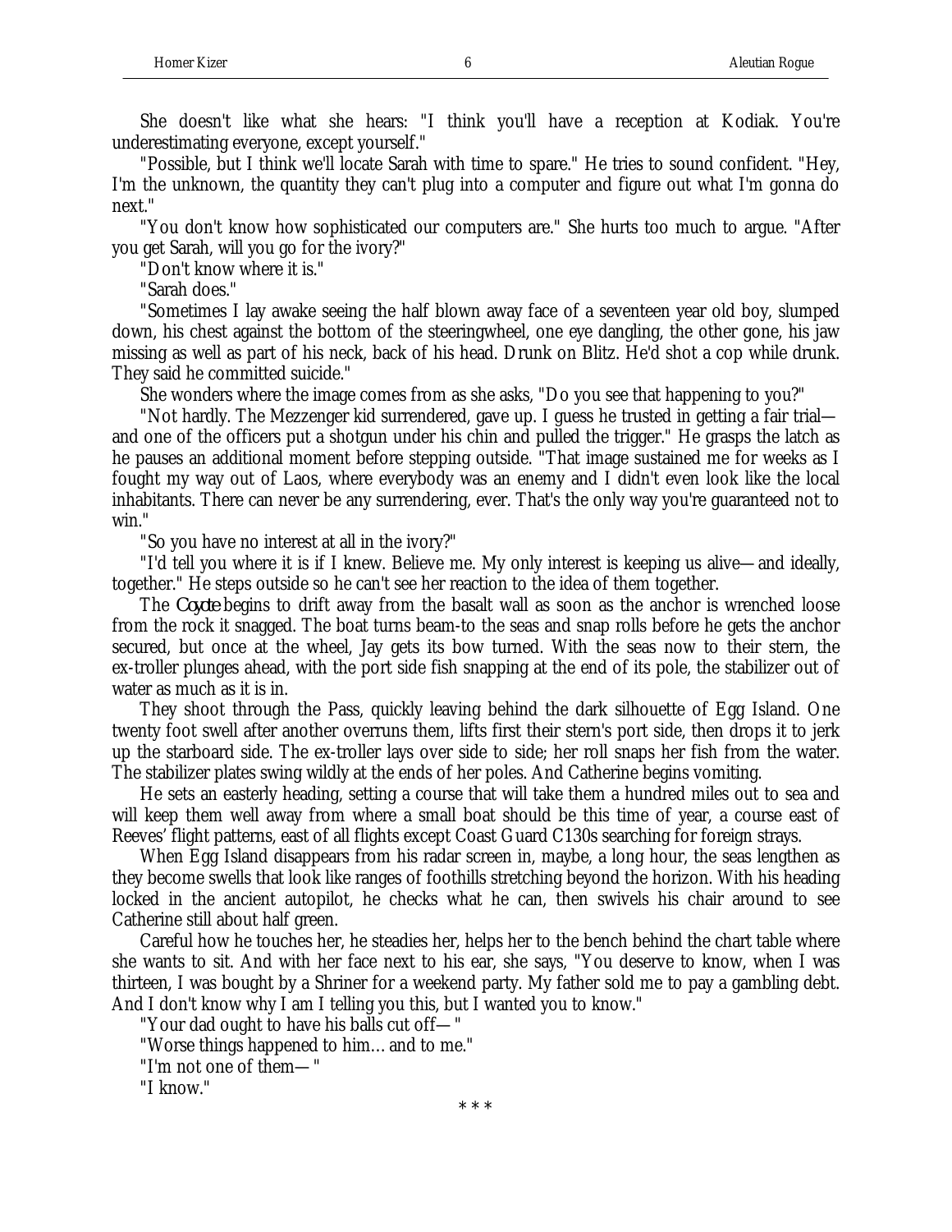She doesn't like what she hears: "I think you'll have a reception at Kodiak. You're underestimating everyone, except yourself."

"Possible, but I think we'll locate Sarah with time to spare." He tries to sound confident. "Hey, I'm the unknown, the quantity they can't plug into a computer and figure out what I'm gonna do next."

"You don't know how sophisticated our computers are." She hurts too much to argue. "After you get Sarah, will you go for the ivory?"

"Don't know where it is."

"Sarah does."

"Sometimes I lay awake seeing the half blown away face of a seventeen year old boy, slumped down, his chest against the bottom of the steeringwheel, one eye dangling, the other gone, his jaw missing as well as part of his neck, back of his head. Drunk on Blitz. He'd shot a cop while drunk. They said he committed suicide."

She wonders where the image comes from as she asks, "Do you see that happening to you?"

"Not hardly. The Mezzenger kid surrendered, gave up. I guess he trusted in getting a fair trial—and one of the officers put a shotgun under his chin and pulled the trigger." He grasps the latch as he pauses an additional moment before stepping outside. "That image sustained me for weeks as I fought my way out of Laos, where everybody was an enemy and I didn't even look like the local inhabitants. There can never be any surrendering, ever. That's the only way you're guaranteed not to win."

"So you have no interest at all in the ivory?"

"I'd tell you where it is if I knew. Believe me. My only interest is keeping us alive—and ideally, together." He steps outside so he can't see her reaction to the idea of them together.

The *Coyote* begins to drift away from the basalt wall as soon as the anchor is wrenched loose from the rock it snagged. The boat turns beam-to the seas and snap rolls before he gets the anchor secured, but once at the wheel, Jay gets its bow turned. With the seas now to their stern, the ex-troller plunges ahead, with the port side fish snapping at the end of its pole, the stabilizer out of water as much as it is in.

They shoot through the Pass, quickly leaving behind the dark silhouette of Egg Island. One twenty foot swell after another overruns them, lifts first their stern's port side, then drops it to jerk up the starboard side. The ex-troller lays over side to side; her roll snaps her fish from the water. The stabilizer plates swing wildly at the ends of her poles. And Catherine begins vomiting.

He sets an easterly heading, setting a course that will take them a hundred miles out to sea and will keep them well away from where a small boat should be this time of year, a course east of Reeves' flight patterns, east of all flights except Coast Guard C130s searching for foreign strays.

When Egg Island disappears from his radar screen in, maybe, a long hour, the seas lengthen as they become swells that look like ranges of foothills stretching beyond the horizon. With his heading locked in the ancient autopilot, he checks what he can, then swivels his chair around to see Catherine still about half green.

Careful how he touches her, he steadies her, helps her to the bench behind the chart table where she wants to sit. And with her face next to his ear, she says, "You deserve to know, when I was thirteen, I was bought by a Shriner for a weekend party. My father sold me to pay a gambling debt. And I don't know why I am I telling you this, but I wanted you to know."

"Your dad ought to have his balls cut off— "

"Worse things happened to him… and to me."

"I'm not one of them— "

"I know."

\* \* \*